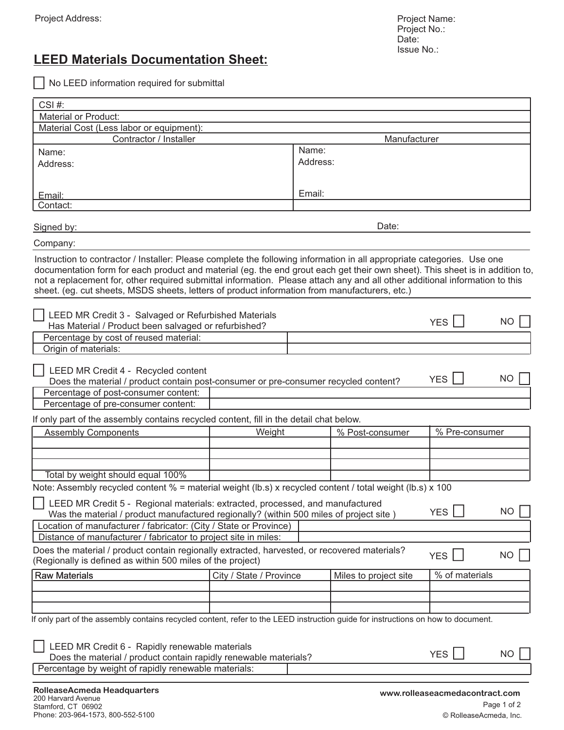Project Address:

Project Name:
Project No.:
Date:
Issue No.:

# LEED Materials Documentation Sheet:

☐ No LEED information required for submittal

| CSI #: | |
|---|---|
| Material or Product: | |
| Material Cost (Less labor or equipment): | |
| **Contractor / Installer** | **Manufacturer** |
| Name: | Name: |
| Address: | Address: |
| Email: | Email: |
| Contact: | |

Signed by: Date:

Company:

Instruction to contractor / Installer: Please complete the following information in all appropriate categories. Use one documentation form for each product and material (eg. the end grout each get their own sheet). This sheet is in addition to, not a replacement for, other required submittal information. Please attach any and all other additional information to this sheet. (eg. cut sheets, MSDS sheets, letters of product information from manufacturers, etc.)

☐ LEED MR Credit 3 - Salvaged or Refurbished Materials
Has Material / Product been salvaged or refurbished? YES ☐ NO ☐

| Percentage by cost of reused material: | |
|---|---|
| Origin of materials: | |

☐ LEED MR Credit 4 - Recycled content
Does the material / product contain post-consumer or pre-consumer recycled content? YES ☐ NO ☐

| Percentage of post-consumer content: | |
|---|---|
| Percentage of pre-consumer content: | |

If only part of the assembly contains recycled content, fill in the detail chat below.

| Assembly Components | Weight | % Post-consumer | % Pre-consumer |
|---|---|---|---|
| | | | |
| | | | |
| | | | |
| Total by weight should equal 100% | | | |

Note: Assembly recycled content % = material weight (lb.s) x recycled content / total weight (lb.s) x 100

☐ LEED MR Credit 5 - Regional materials: extracted, processed, and manufactured
Was the material / product manufactured regionally? (within 500 miles of project site ) YES ☐ NO ☐

| Location of manufacturer / fabricator: (City / State or Province) | |
|---|---|
| Distance of manufacturer / fabricator to project site in miles: | |

Does the material / product contain regionally extracted, harvested, or recovered materials? (Regionally is defined as within 500 miles of the project) YES ☐ NO ☐

| Raw Materials | City / State / Province | Miles to project site | % of materials |
|---|---|---|---|
| | | | |
| | | | |
| | | | |

If only part of the assembly contains recycled content, refer to the LEED instruction guide for instructions on how to document.

☐ LEED MR Credit 6 - Rapidly renewable materials
Does the material / product contain rapidly renewable materials? YES ☐ NO ☐

| Percentage by weight of rapidly renewable materials: | |
|---|---|

**RolleaseAcmeda Headquarters**
200 Harvard Avenue
Stamford, CT 06902
Phone: 203-964-1573, 800-552-5100

**www.rolleaseacmedacontract.com**
© RolleaseAcmeda, Inc.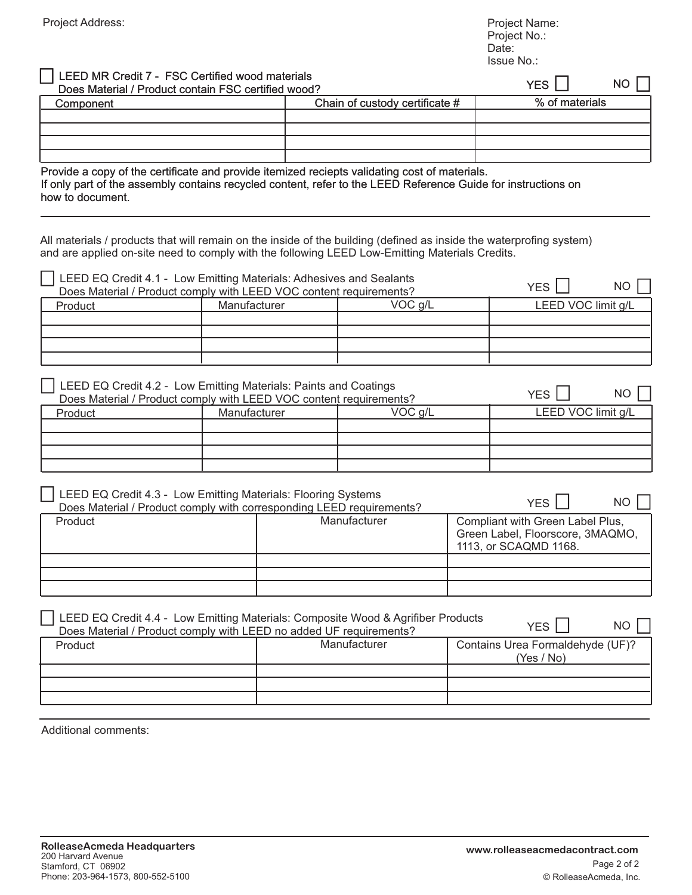Project Address:

Project Name:
Project No.:
Date:
Issue No.:

☐ LEED MR Credit 7 - FSC Certified wood materials
Does Material / Product contain FSC certified wood? YES ☐ NO ☐

| Component | Chain of custody certificate # | % of materials |
| --- | --- | --- |
| | | |
| | | |
| | | |
| | | |

Provide a copy of the certificate and provide itemized reciepts validating cost of materials.
If only part of the assembly contains recycled content, refer to the LEED Reference Guide for instructions on how to document.

---

All materials / products that will remain on the inside of the building (defined as inside the waterprofing system) and are applied on-site need to comply with the following LEED Low-Emitting Materials Credits.

☐ LEED EQ Credit 4.1 - Low Emitting Materials: Adhesives and Sealants
Does Material / Product comply with LEED VOC content requirements? YES ☐ NO ☐

| Product | Manufacturer | VOC g/L | LEED VOC limit g/L |
| --- | --- | --- | --- |
| | | | |
| | | | |
| | | | |
| | | | |

☐ LEED EQ Credit 4.2 - Low Emitting Materials: Paints and Coatings
Does Material / Product comply with LEED VOC content requirements? YES ☐ NO ☐

| Product | Manufacturer | VOC g/L | LEED VOC limit g/L |
| --- | --- | --- | --- |
| | | | |
| | | | |
| | | | |
| | | | |

☐ LEED EQ Credit 4.3 - Low Emitting Materials: Flooring Systems
Does Material / Product comply with corresponding LEED requirements? YES ☐ NO ☐

| Product | Manufacturer | Compliant with Green Label Plus, Green Label, Floorscore, 3MAQMO, 1113, or SCAQMD 1168. |
| --- | --- | --- |
| | | |
| | | |
| | | |

☐ LEED EQ Credit 4.4 - Low Emitting Materials: Composite Wood & Agrifiber Products
Does Material / Product comply with LEED no added UF requirements? YES ☐ NO ☐

| Product | Manufacturer | Contains Urea Formaldehyde (UF)? (Yes / No) |
| --- | --- | --- |
| | | |
| | | |
| | | |

---

Additional comments:

**RolleaseAcmeda Headquarters**
200 Harvard Avenue
Stamford, CT 06902
Phone: 203-964-1573, 800-552-5100

**www.rolleaseacmedacontract.com**
© RolleaseAcmeda, Inc.